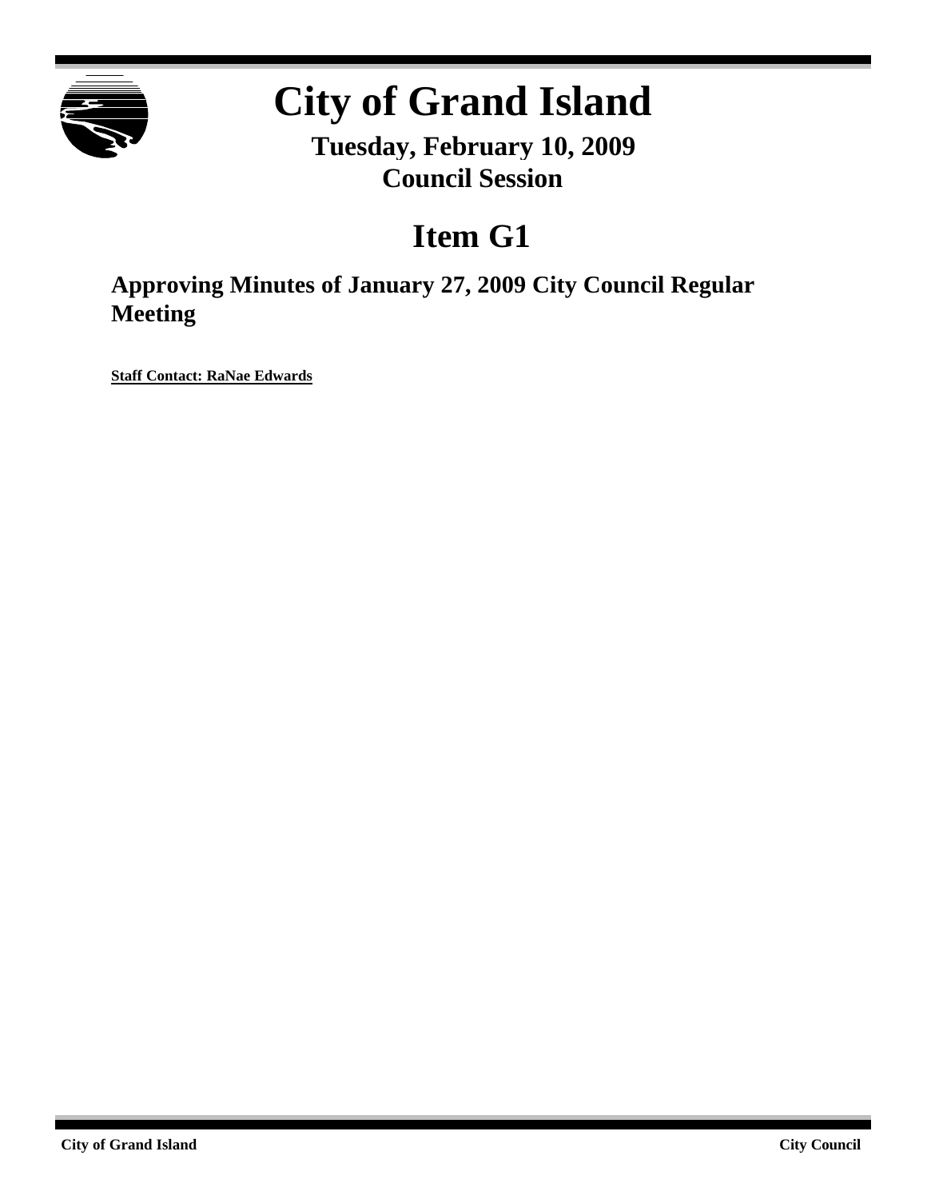# City of Grand Island

**Tuesday, February 10, 2009**
**Council Session**

# Item G1

## Approving Minutes of January 27, 2009 City Council Regular Meeting

**Staff Contact: RaNae Edwards**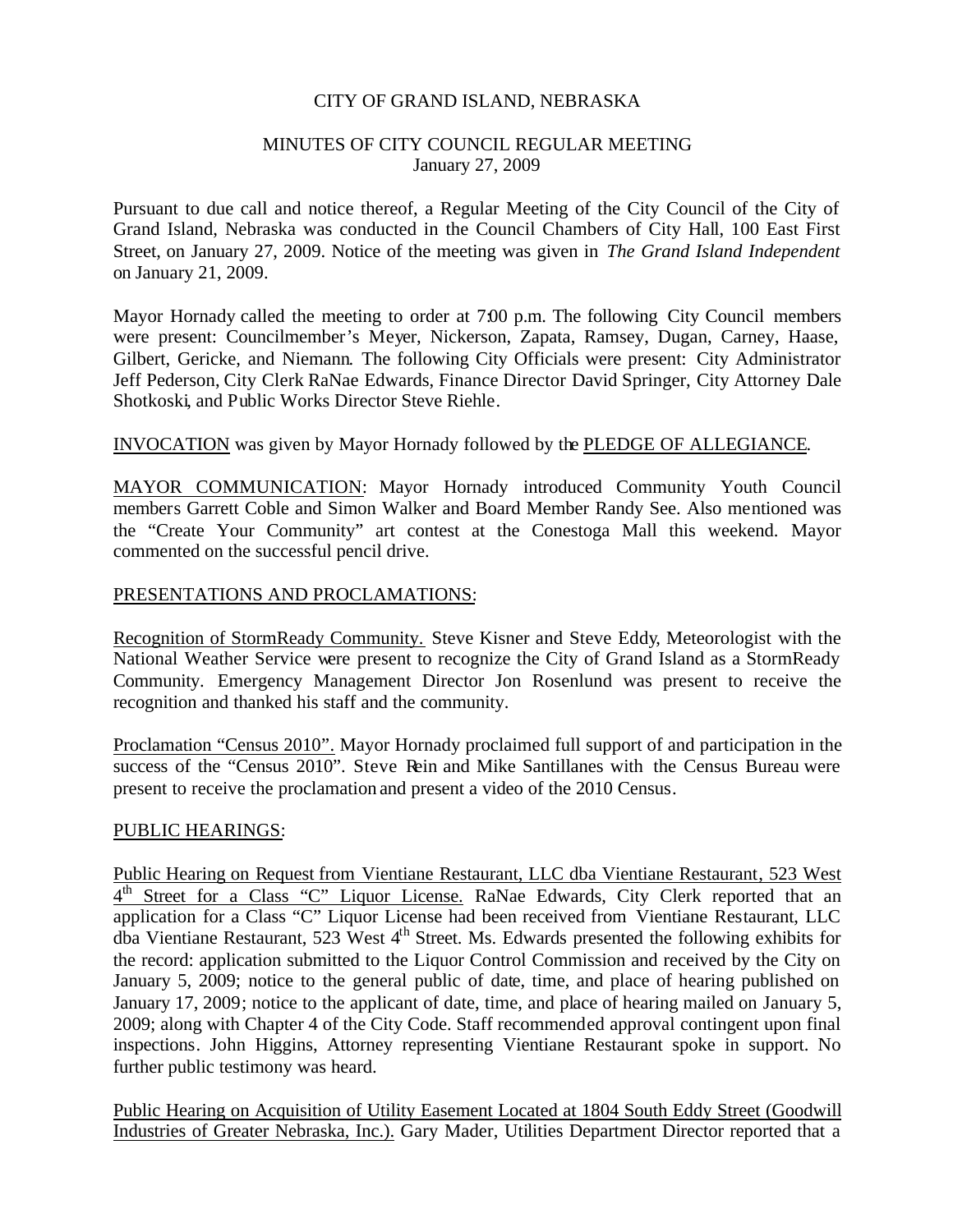CITY OF GRAND ISLAND, NEBRASKA

MINUTES OF CITY COUNCIL REGULAR MEETING
January 27, 2009

Pursuant to due call and notice thereof, a Regular Meeting of the City Council of the City of Grand Island, Nebraska was conducted in the Council Chambers of City Hall, 100 East First Street, on January 27, 2009. Notice of the meeting was given in *The Grand Island Independent* on January 21, 2009.

Mayor Hornady called the meeting to order at 7:00 p.m. The following City Council members were present: Councilmember's Meyer, Nickerson, Zapata, Ramsey, Dugan, Carney, Haase, Gilbert, Gericke, and Niemann. The following City Officials were present: City Administrator Jeff Pederson, City Clerk RaNae Edwards, Finance Director David Springer, City Attorney Dale Shotkoski, and Public Works Director Steve Riehle.

INVOCATION was given by Mayor Hornady followed by the PLEDGE OF ALLEGIANCE.

MAYOR COMMUNICATION: Mayor Hornady introduced Community Youth Council members Garrett Coble and Simon Walker and Board Member Randy See. Also mentioned was the "Create Your Community" art contest at the Conestoga Mall this weekend. Mayor commented on the successful pencil drive.

PRESENTATIONS AND PROCLAMATIONS:

Recognition of StormReady Community. Steve Kisner and Steve Eddy, Meteorologist with the National Weather Service were present to recognize the City of Grand Island as a StormReady Community. Emergency Management Director Jon Rosenlund was present to receive the recognition and thanked his staff and the community.

Proclamation "Census 2010". Mayor Hornady proclaimed full support of and participation in the success of the "Census 2010". Steve Rein and Mike Santillanes with the Census Bureau were present to receive the proclamation and present a video of the 2010 Census.

PUBLIC HEARINGS:

Public Hearing on Request from Vientiane Restaurant, LLC dba Vientiane Restaurant, 523 West 4th Street for a Class "C" Liquor License. RaNae Edwards, City Clerk reported that an application for a Class "C" Liquor License had been received from Vientiane Restaurant, LLC dba Vientiane Restaurant, 523 West 4th Street. Ms. Edwards presented the following exhibits for the record: application submitted to the Liquor Control Commission and received by the City on January 5, 2009; notice to the general public of date, time, and place of hearing published on January 17, 2009; notice to the applicant of date, time, and place of hearing mailed on January 5, 2009; along with Chapter 4 of the City Code. Staff recommended approval contingent upon final inspections. John Higgins, Attorney representing Vientiane Restaurant spoke in support. No further public testimony was heard.

Public Hearing on Acquisition of Utility Easement Located at 1804 South Eddy Street (Goodwill Industries of Greater Nebraska, Inc.). Gary Mader, Utilities Department Director reported that a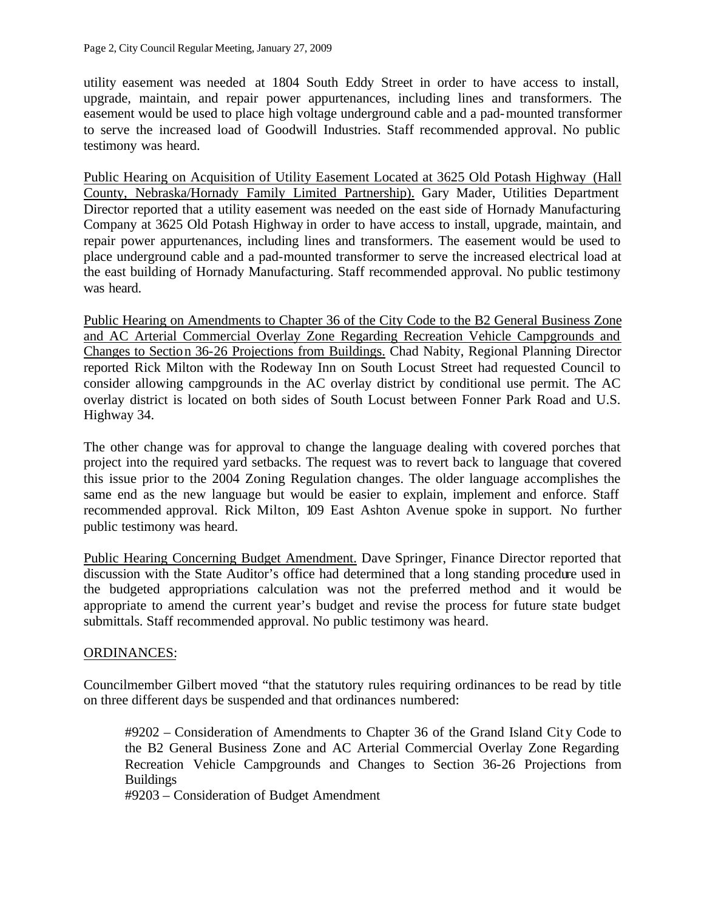utility easement was needed at 1804 South Eddy Street in order to have access to install, upgrade, maintain, and repair power appurtenances, including lines and transformers. The easement would be used to place high voltage underground cable and a pad-mounted transformer to serve the increased load of Goodwill Industries. Staff recommended approval. No public testimony was heard.

<u>Public Hearing on Acquisition of Utility Easement Located at 3625 Old Potash Highway (Hall County, Nebraska/Hornady Family Limited Partnership).</u> Gary Mader, Utilities Department Director reported that a utility easement was needed on the east side of Hornady Manufacturing Company at 3625 Old Potash Highway in order to have access to install, upgrade, maintain, and repair power appurtenances, including lines and transformers. The easement would be used to place underground cable and a pad-mounted transformer to serve the increased electrical load at the east building of Hornady Manufacturing. Staff recommended approval. No public testimony was heard.

<u>Public Hearing on Amendments to Chapter 36 of the City Code to the B2 General Business Zone and AC Arterial Commercial Overlay Zone Regarding Recreation Vehicle Campgrounds and Changes to Section 36-26 Projections from Buildings.</u> Chad Nabity, Regional Planning Director reported Rick Milton with the Rodeway Inn on South Locust Street had requested Council to consider allowing campgrounds in the AC overlay district by conditional use permit. The AC overlay district is located on both sides of South Locust between Fonner Park Road and U.S. Highway 34.

The other change was for approval to change the language dealing with covered porches that project into the required yard setbacks. The request was to revert back to language that covered this issue prior to the 2004 Zoning Regulation changes. The older language accomplishes the same end as the new language but would be easier to explain, implement and enforce. Staff recommended approval. Rick Milton, 109 East Ashton Avenue spoke in support. No further public testimony was heard.

<u>Public Hearing Concerning Budget Amendment.</u> Dave Springer, Finance Director reported that discussion with the State Auditor's office had determined that a long standing procedure used in the budgeted appropriations calculation was not the preferred method and it would be appropriate to amend the current year's budget and revise the process for future state budget submittals. Staff recommended approval. No public testimony was heard.

<u>ORDINANCES:</u>

Councilmember Gilbert moved "that the statutory rules requiring ordinances to be read by title on three different days be suspended and that ordinances numbered:

> #9202 – Consideration of Amendments to Chapter 36 of the Grand Island City Code to the B2 General Business Zone and AC Arterial Commercial Overlay Zone Regarding Recreation Vehicle Campgrounds and Changes to Section 36-26 Projections from Buildings
>
> #9203 – Consideration of Budget Amendment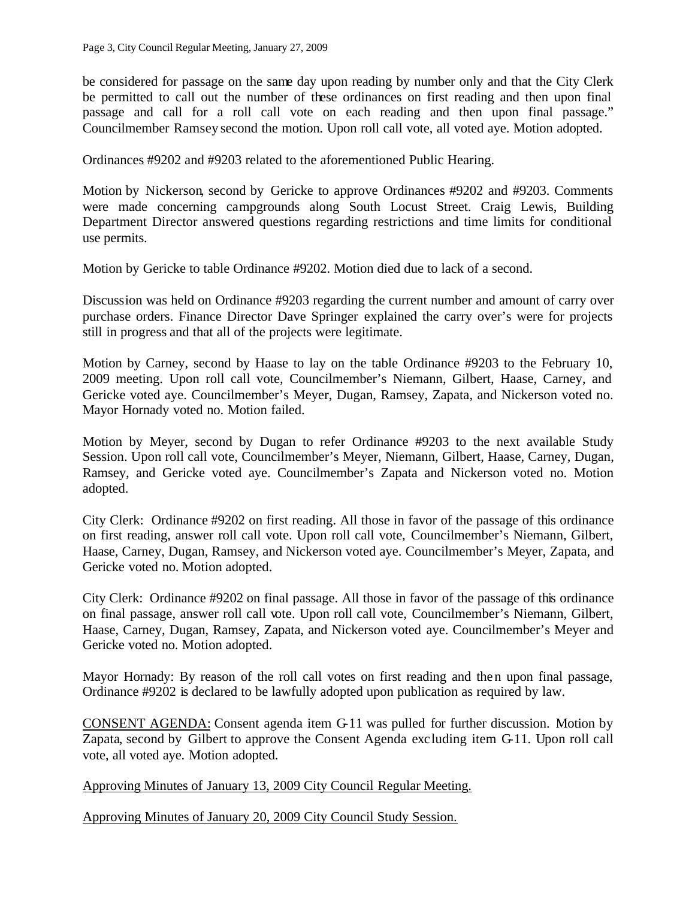be considered for passage on the same day upon reading by number only and that the City Clerk be permitted to call out the number of these ordinances on first reading and then upon final passage and call for a roll call vote on each reading and then upon final passage." Councilmember Ramsey second the motion. Upon roll call vote, all voted aye. Motion adopted.

Ordinances #9202 and #9203 related to the aforementioned Public Hearing.

Motion by Nickerson, second by Gericke to approve Ordinances #9202 and #9203. Comments were made concerning campgrounds along South Locust Street. Craig Lewis, Building Department Director answered questions regarding restrictions and time limits for conditional use permits.

Motion by Gericke to table Ordinance #9202. Motion died due to lack of a second.

Discussion was held on Ordinance #9203 regarding the current number and amount of carry over purchase orders. Finance Director Dave Springer explained the carry over's were for projects still in progress and that all of the projects were legitimate.

Motion by Carney, second by Haase to lay on the table Ordinance #9203 to the February 10, 2009 meeting. Upon roll call vote, Councilmember's Niemann, Gilbert, Haase, Carney, and Gericke voted aye. Councilmember's Meyer, Dugan, Ramsey, Zapata, and Nickerson voted no. Mayor Hornady voted no. Motion failed.

Motion by Meyer, second by Dugan to refer Ordinance #9203 to the next available Study Session. Upon roll call vote, Councilmember's Meyer, Niemann, Gilbert, Haase, Carney, Dugan, Ramsey, and Gericke voted aye. Councilmember's Zapata and Nickerson voted no. Motion adopted.

City Clerk: Ordinance #9202 on first reading. All those in favor of the passage of this ordinance on first reading, answer roll call vote. Upon roll call vote, Councilmember's Niemann, Gilbert, Haase, Carney, Dugan, Ramsey, and Nickerson voted aye. Councilmember's Meyer, Zapata, and Gericke voted no. Motion adopted.

City Clerk: Ordinance #9202 on final passage. All those in favor of the passage of this ordinance on final passage, answer roll call vote. Upon roll call vote, Councilmember's Niemann, Gilbert, Haase, Carney, Dugan, Ramsey, Zapata, and Nickerson voted aye. Councilmember's Meyer and Gericke voted no. Motion adopted.

Mayor Hornady: By reason of the roll call votes on first reading and then upon final passage, Ordinance #9202 is declared to be lawfully adopted upon publication as required by law.

CONSENT AGENDA: Consent agenda item G-11 was pulled for further discussion. Motion by Zapata, second by Gilbert to approve the Consent Agenda excluding item G-11. Upon roll call vote, all voted aye. Motion adopted.

Approving Minutes of January 13, 2009 City Council Regular Meeting.

Approving Minutes of January 20, 2009 City Council Study Session.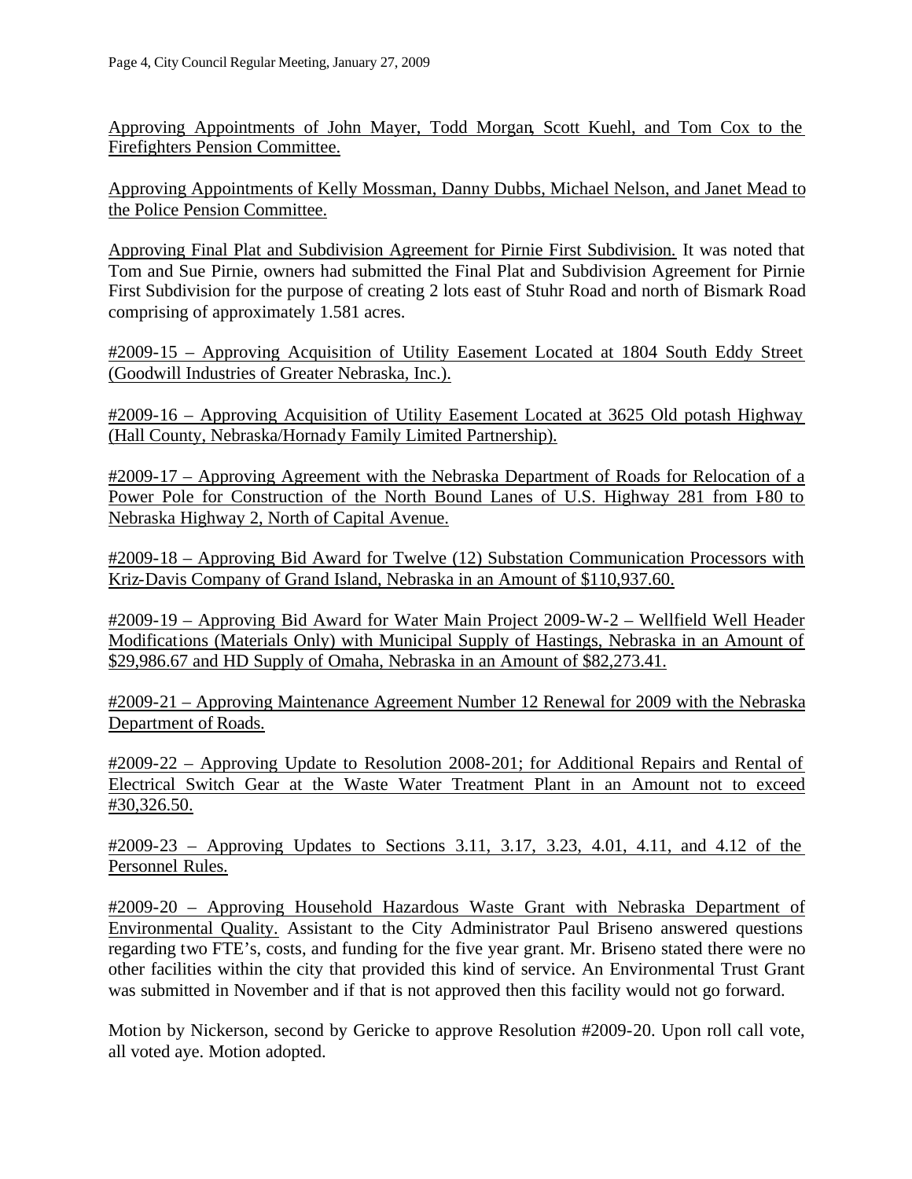Approving Appointments of John Mayer, Todd Morgan, Scott Kuehl, and Tom Cox to the Firefighters Pension Committee.

Approving Appointments of Kelly Mossman, Danny Dubbs, Michael Nelson, and Janet Mead to the Police Pension Committee.

Approving Final Plat and Subdivision Agreement for Pirnie First Subdivision. It was noted that Tom and Sue Pirnie, owners had submitted the Final Plat and Subdivision Agreement for Pirnie First Subdivision for the purpose of creating 2 lots east of Stuhr Road and north of Bismark Road comprising of approximately 1.581 acres.

#2009-15 – Approving Acquisition of Utility Easement Located at 1804 South Eddy Street (Goodwill Industries of Greater Nebraska, Inc.).

#2009-16 – Approving Acquisition of Utility Easement Located at 3625 Old potash Highway (Hall County, Nebraska/Hornady Family Limited Partnership).

#2009-17 – Approving Agreement with the Nebraska Department of Roads for Relocation of a Power Pole for Construction of the North Bound Lanes of U.S. Highway 281 from I-80 to Nebraska Highway 2, North of Capital Avenue.

#2009-18 – Approving Bid Award for Twelve (12) Substation Communication Processors with Kriz-Davis Company of Grand Island, Nebraska in an Amount of $110,937.60.

#2009-19 – Approving Bid Award for Water Main Project 2009-W-2 – Wellfield Well Header Modifications (Materials Only) with Municipal Supply of Hastings, Nebraska in an Amount of $29,986.67 and HD Supply of Omaha, Nebraska in an Amount of $82,273.41.

#2009-21 – Approving Maintenance Agreement Number 12 Renewal for 2009 with the Nebraska Department of Roads.

#2009-22 – Approving Update to Resolution 2008-201; for Additional Repairs and Rental of Electrical Switch Gear at the Waste Water Treatment Plant in an Amount not to exceed #30,326.50.

#2009-23 – Approving Updates to Sections 3.11, 3.17, 3.23, 4.01, 4.11, and 4.12 of the Personnel Rules.

#2009-20 – Approving Household Hazardous Waste Grant with Nebraska Department of Environmental Quality. Assistant to the City Administrator Paul Briseno answered questions regarding two FTE's, costs, and funding for the five year grant. Mr. Briseno stated there were no other facilities within the city that provided this kind of service. An Environmental Trust Grant was submitted in November and if that is not approved then this facility would not go forward.

Motion by Nickerson, second by Gericke to approve Resolution #2009-20. Upon roll call vote, all voted aye. Motion adopted.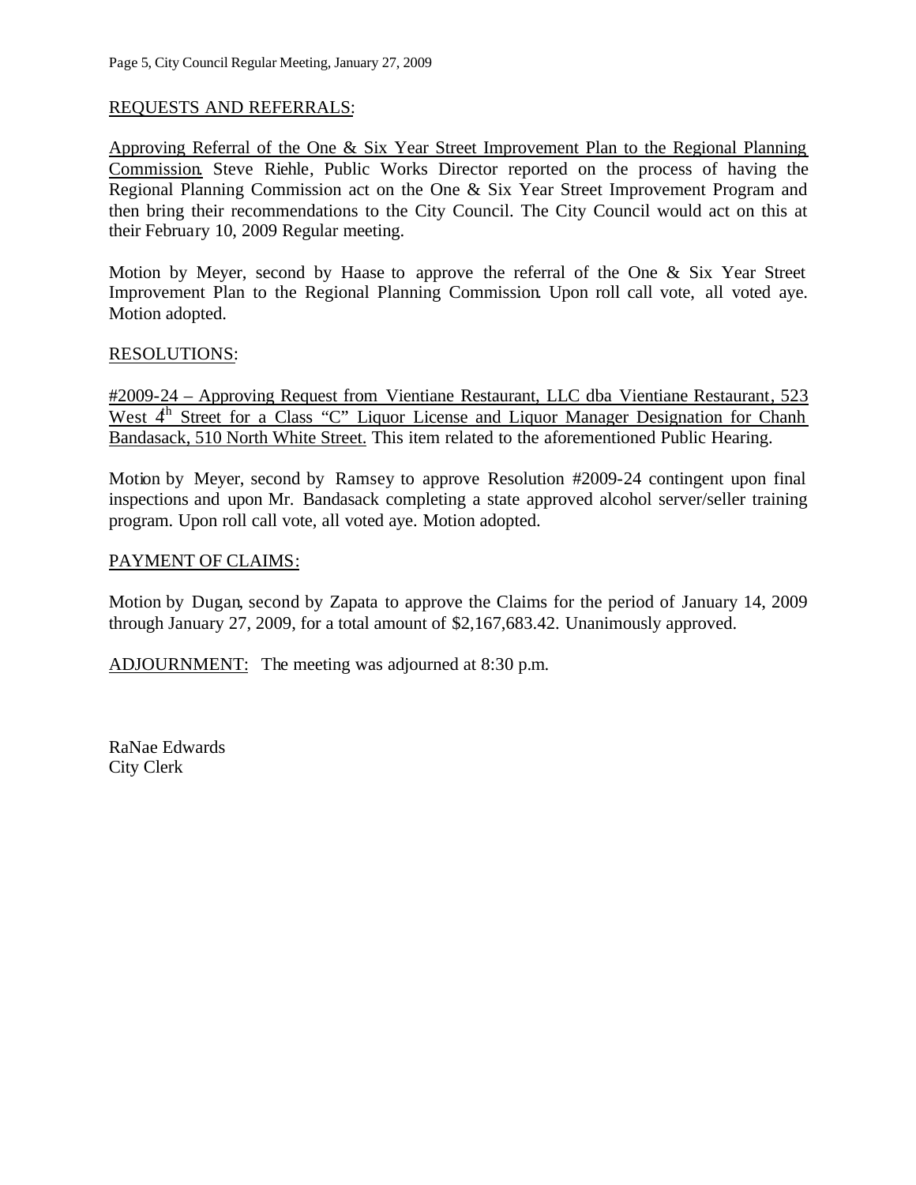REQUESTS AND REFERRALS:

Approving Referral of the One & Six Year Street Improvement Plan to the Regional Planning Commission. Steve Riehle, Public Works Director reported on the process of having the Regional Planning Commission act on the One & Six Year Street Improvement Program and then bring their recommendations to the City Council. The City Council would act on this at their February 10, 2009 Regular meeting.

Motion by Meyer, second by Haase to approve the referral of the One & Six Year Street Improvement Plan to the Regional Planning Commission. Upon roll call vote, all voted aye. Motion adopted.

RESOLUTIONS:

#2009-24 – Approving Request from Vientiane Restaurant, LLC dba Vientiane Restaurant, 523 West 4th Street for a Class "C" Liquor License and Liquor Manager Designation for Chanh Bandasack, 510 North White Street. This item related to the aforementioned Public Hearing.

Motion by Meyer, second by Ramsey to approve Resolution #2009-24 contingent upon final inspections and upon Mr. Bandasack completing a state approved alcohol server/seller training program. Upon roll call vote, all voted aye. Motion adopted.

PAYMENT OF CLAIMS:

Motion by Dugan, second by Zapata to approve the Claims for the period of January 14, 2009 through January 27, 2009, for a total amount of $2,167,683.42. Unanimously approved.

ADJOURNMENT: The meeting was adjourned at 8:30 p.m.

RaNae Edwards
City Clerk